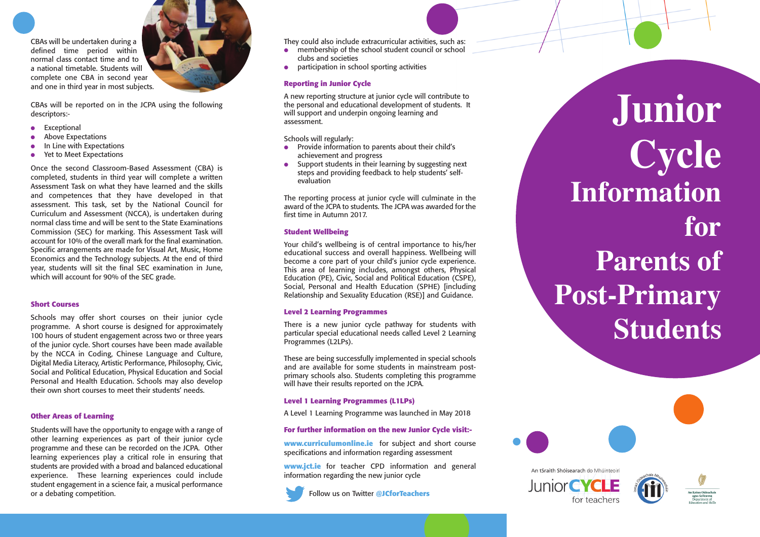CBAs will be undertaken during a defined time period within normal class contact time and to a national timetable. Students will complete one CBA in second year and one in third year in most subjects.

CBAs will be reported on in the JCPA using the following descriptors:-

- Exceptional
- Above Expectations
- In Line with Expectations
- Yet to Meet Expectations

Once the second Classroom-Based Assessment (CBA) is completed, students in third year will complete a written Assessment Task on what they have learned and the skills and competences that they have developed in that assessment. This task, set by the National Council for Curriculum and Assessment (NCCA), is undertaken during normal class time and will be sent to the State Examinations Commission (SEC) for marking. This Assessment Task will account for 10% of the overall mark for the final examination. Specific arrangements are made for Visual Art, Music, Home Economics and the Technology subjects. At the end of third year, students will sit the final SEC examination in June, which will account for 90% of the SEC grade.

### Short Courses

Schools may offer short courses on their junior cycle programme. A short course is designed for approximately 100 hours of student engagement across two or three years of the junior cycle. Short courses have been made available by the NCCA in Coding, Chinese Language and Culture, Digital Media Literacy, Artistic Performance, Philosophy, Civic, Social and Political Education, Physical Education and Social Personal and Health Education. Schools may also develop their own short courses to meet their students' needs.

### Other Areas of Learning

Students will have the opportunity to engage with a range of other learning experiences as part of their junior cycle programme and these can be recorded on the JCPA. Other learning experiences play a critical role in ensuring that students are provided with a broad and balanced educational experience. These learning experiences could include student engagement in a science fair, a musical performance or a debating competition.

They could also include extracurricular activities, such as:

- membership of the school student council or school clubs and societies
- participation in school sporting activities

### Reporting in Junior Cycle

A new reporting structure at junior cycle will contribute to the personal and educational development of students. It will support and underpin ongoing learning and assessment.

Schools will regularly:

- Provide information to parents about their child's achievement and progress
- Support students in their learning by suggesting next steps and providing feedback to help students' self-evaluation

The reporting process at junior cycle will culminate in the award of the JCPA to students. The JCPA was awarded for the first time in Autumn 2017.

### Student Wellbeing

Your child's wellbeing is of central importance to his/her educational success and overall happiness. Wellbeing will become a core part of your child's junior cycle experience. This area of learning includes, amongst others, Physical Education (PE), Civic, Social and Political Education (CSPE), Social, Personal and Health Education (SPHE) [including Relationship and Sexuality Education (RSE)] and Guidance.

### Level 2 Learning Programmes

There is a new junior cycle pathway for students with particular special educational needs called Level 2 Learning Programmes (L2LPs).

These are being successfully implemented in special schools and are available for some students in mainstream post-primary schools also. Students completing this programme will have their results reported on the JCPA.

### Level 1 Learning Programmes (L1LPs)

A Level 1 Learning Programme was launched in May 2018

### For further information on the new Junior Cycle visit:-

**www.curriculumonline.ie** for subject and short course specifications and information regarding assessment

**www.jct.ie** for teacher CPD information and general information regarding the new junior cycle

Follow us on Twitter **@JCforTeachers**

# Junior Cycle Information for Parents of Post-Primary Students

An tSraith Shóisearach do Mhúinteoirí
Junior CYCLE for teachers

An Roinn Oideachais agus Scileanna
Department of Education and Skills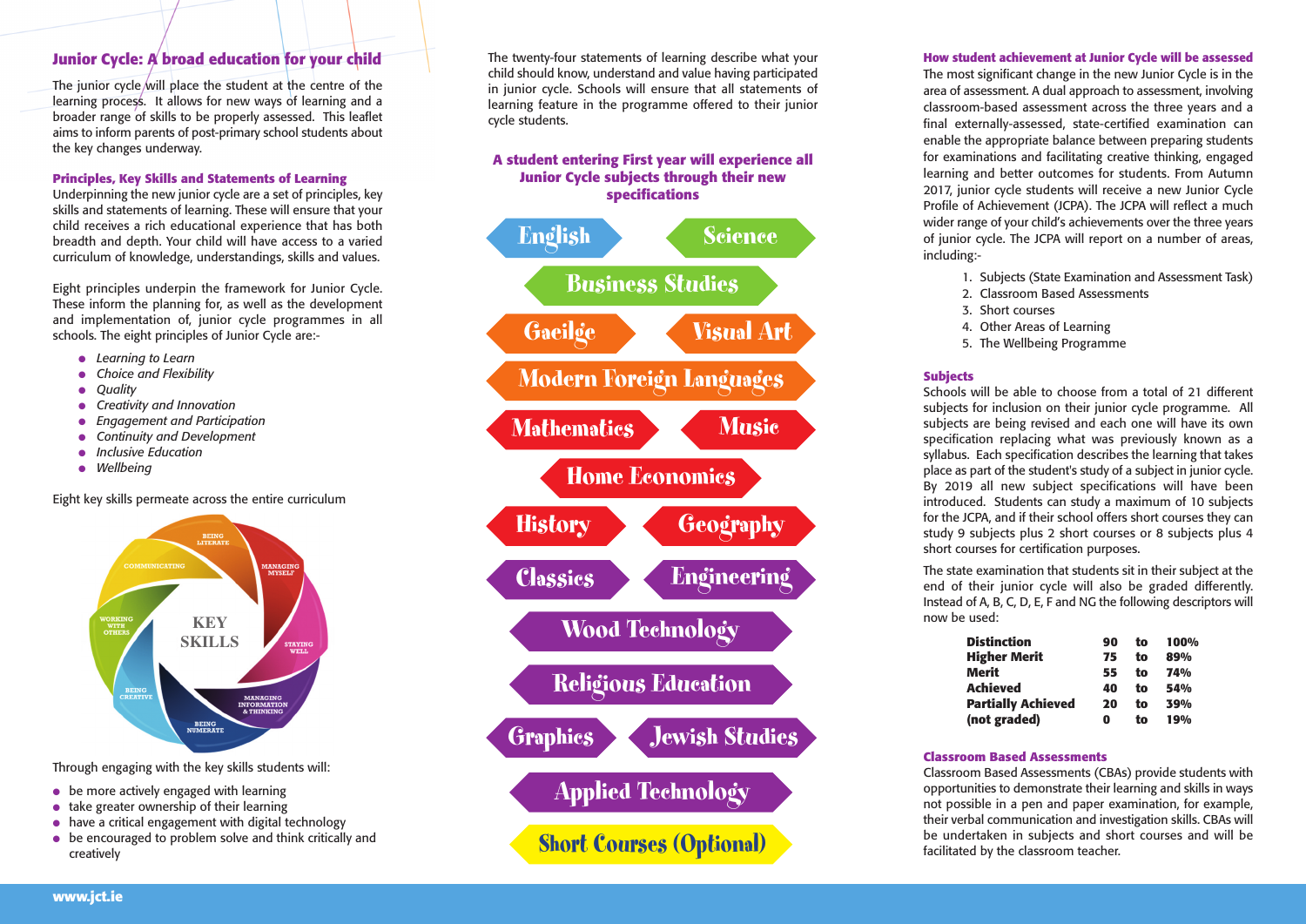## Junior Cycle: A broad education for your child

The junior cycle will place the student at the centre of the learning process. It allows for new ways of learning and a broader range of skills to be properly assessed. This leaflet aims to inform parents of post-primary school students about the key changes underway.

### Principles, Key Skills and Statements of Learning

Underpinning the new junior cycle are a set of principles, key skills and statements of learning. These will ensure that your child receives a rich educational experience that has both breadth and depth. Your child will have access to a varied curriculum of knowledge, understandings, skills and values.

Eight principles underpin the framework for Junior Cycle. These inform the planning for, as well as the development and implementation of, junior cycle programmes in all schools. The eight principles of Junior Cycle are:-

- *Learning to Learn*
- *Choice and Flexibility*
- *Quality*
- *Creativity and Innovation*
- *Engagement and Participation*
- *Continuity and Development*
- *Inclusive Education*
- *Wellbeing*

Eight key skills permeate across the entire curriculum

KEY SKILLS

BEING LITERATE

MANAGING MYSELF

STAYING WELL

MANAGING INFORMATION & THINKING

BEING NUMERATE

BEING CREATIVE

WORKING WITH OTHERS

COMMUNICATING

Through engaging with the key skills students will:

- be more actively engaged with learning
- take greater ownership of their learning
- have a critical engagement with digital technology
- be encouraged to problem solve and think critically and creatively

The twenty-four statements of learning describe what your child should know, understand and value having participated in junior cycle. Schools will ensure that all statements of learning feature in the programme offered to their junior cycle students.

### A student entering First year will experience all Junior Cycle subjects through their new specifications

English

Science

Business Studies

Gaeilge

Visual Art

Modern Foreign Languages

Mathematics

Music

Home Economics

History

Geography

Classics

Engineering

Wood Technology

Religious Education

Graphics

Jewish Studies

Applied Technology

Short Courses (Optional)

### How student achievement at Junior Cycle will be assessed

The most significant change in the new Junior Cycle is in the area of assessment. A dual approach to assessment, involving classroom-based assessment across the three years and a final externally-assessed, state-certified examination can enable the appropriate balance between preparing students for examinations and facilitating creative thinking, engaged learning and better outcomes for students. From Autumn 2017, junior cycle students will receive a new Junior Cycle Profile of Achievement (JCPA). The JCPA will reflect a much wider range of your child's achievements over the three years of junior cycle. The JCPA will report on a number of areas, including:-

1. Subjects (State Examination and Assessment Task)
2. Classroom Based Assessments
3. Short courses
4. Other Areas of Learning
5. The Wellbeing Programme

### Subjects

Schools will be able to choose from a total of 21 different subjects for inclusion on their junior cycle programme. All subjects are being revised and each one will have its own specification replacing what was previously known as a syllabus. Each specification describes the learning that takes place as part of the student's study of a subject in junior cycle. By 2019 all new subject specifications will have been introduced. Students can study a maximum of 10 subjects for the JCPA, and if their school offers short courses they can study 9 subjects plus 2 short courses or 8 subjects plus 4 short courses for certification purposes.

The state examination that students sit in their subject at the end of their junior cycle will also be graded differently. Instead of A, B, C, D, E, F and NG the following descriptors will now be used:

| | | | |
|---|---|---|---|
| **Distinction** | **90** | **to** | **100%** |
| **Higher Merit** | **75** | **to** | **89%** |
| **Merit** | **55** | **to** | **74%** |
| **Achieved** | **40** | **to** | **54%** |
| **Partially Achieved** | **20** | **to** | **39%** |
| **(not graded)** | **0** | **to** | **19%** |

### Classroom Based Assessments

Classroom Based Assessments (CBAs) provide students with opportunities to demonstrate their learning and skills in ways not possible in a pen and paper examination, for example, their verbal communication and investigation skills. CBAs will be undertaken in subjects and short courses and will be facilitated by the classroom teacher.

www.jct.ie